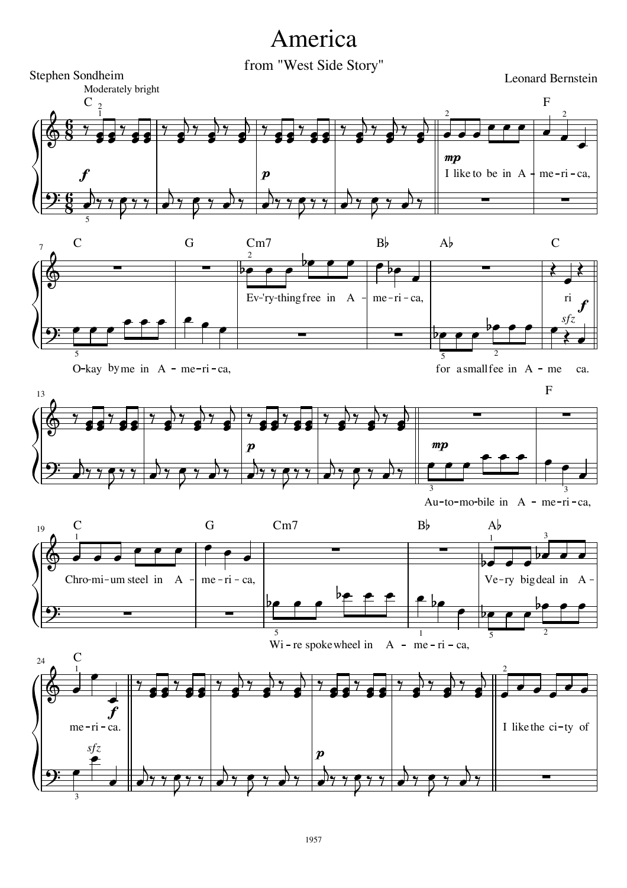# America

## from "West Side Story"

Stephen Sondheim

Leonard Bernstein

Moderately bright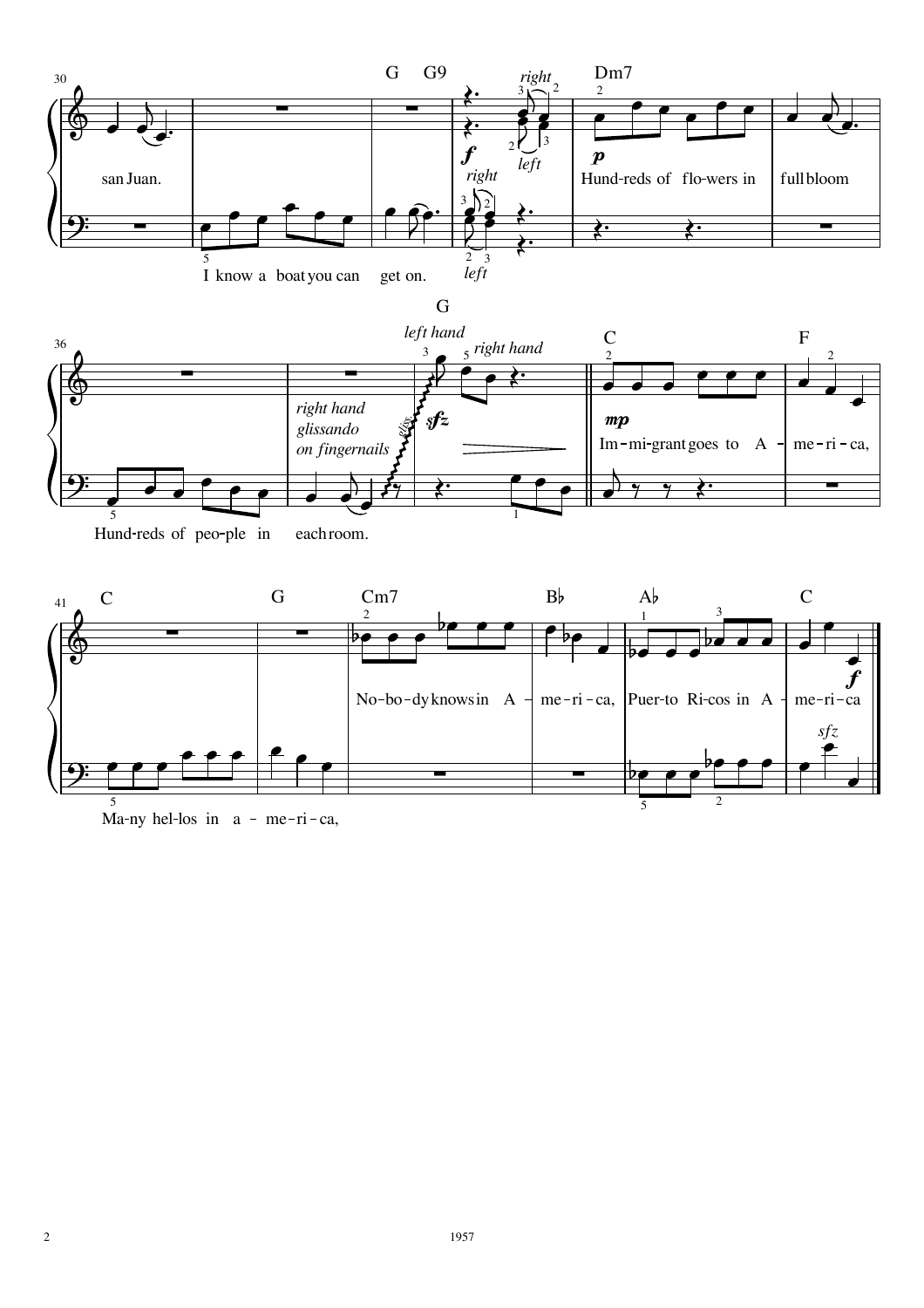san Juan.

I know a boat you can get on.

Hund-reds of flo-wers in full bloom

Hund-reds of peo-ple in each room.

Im-mi-grant goes to A-me-ri-ca,

Ma-ny hel-los in a-me-ri-ca,

No-bo-dy knows in A-me-ri-ca,

Puer-to Ri-cos in A-me-ri-ca